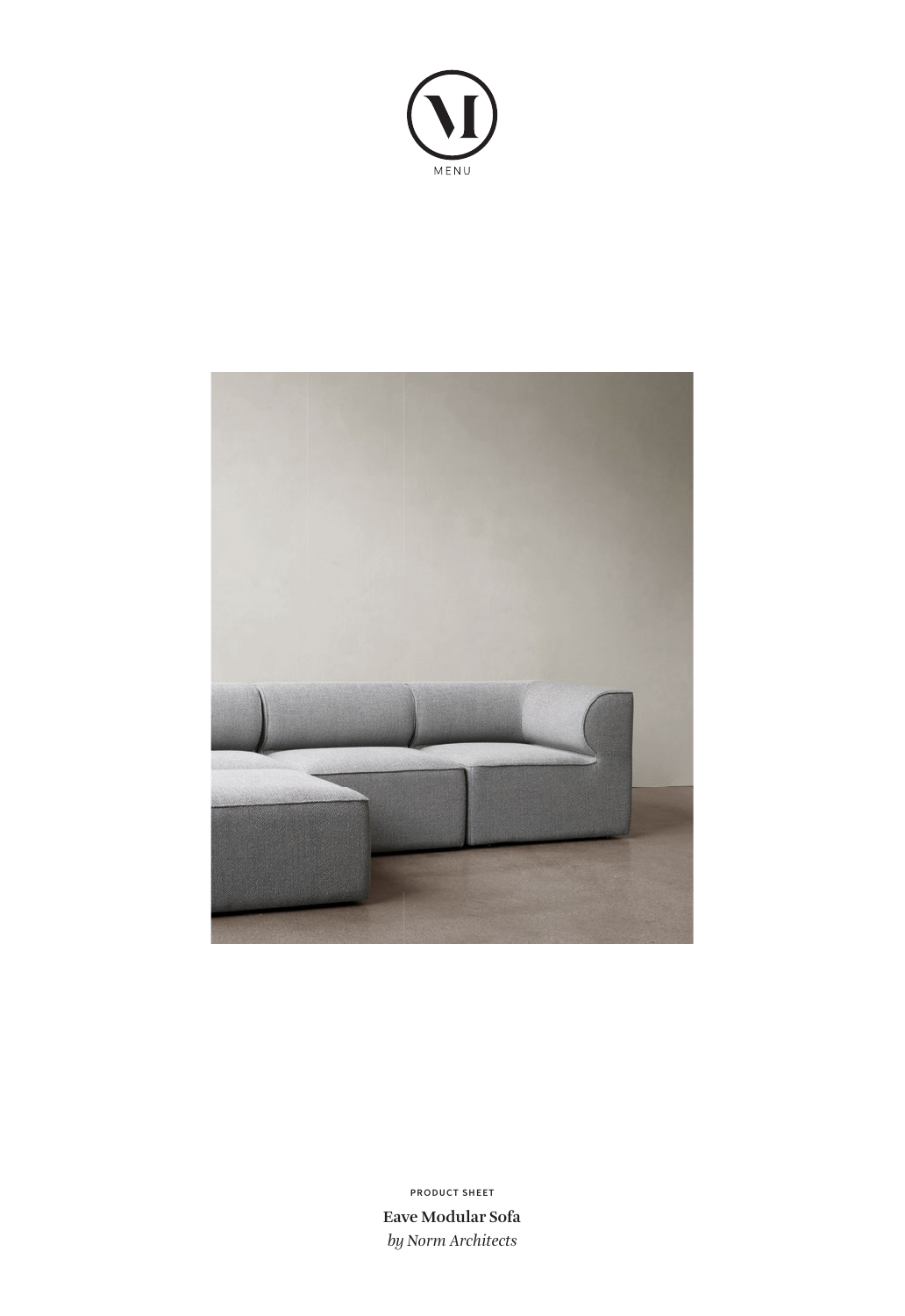MENU

PRODUCT SHEET

**Eave Modular Sofa**

*by Norm Architects*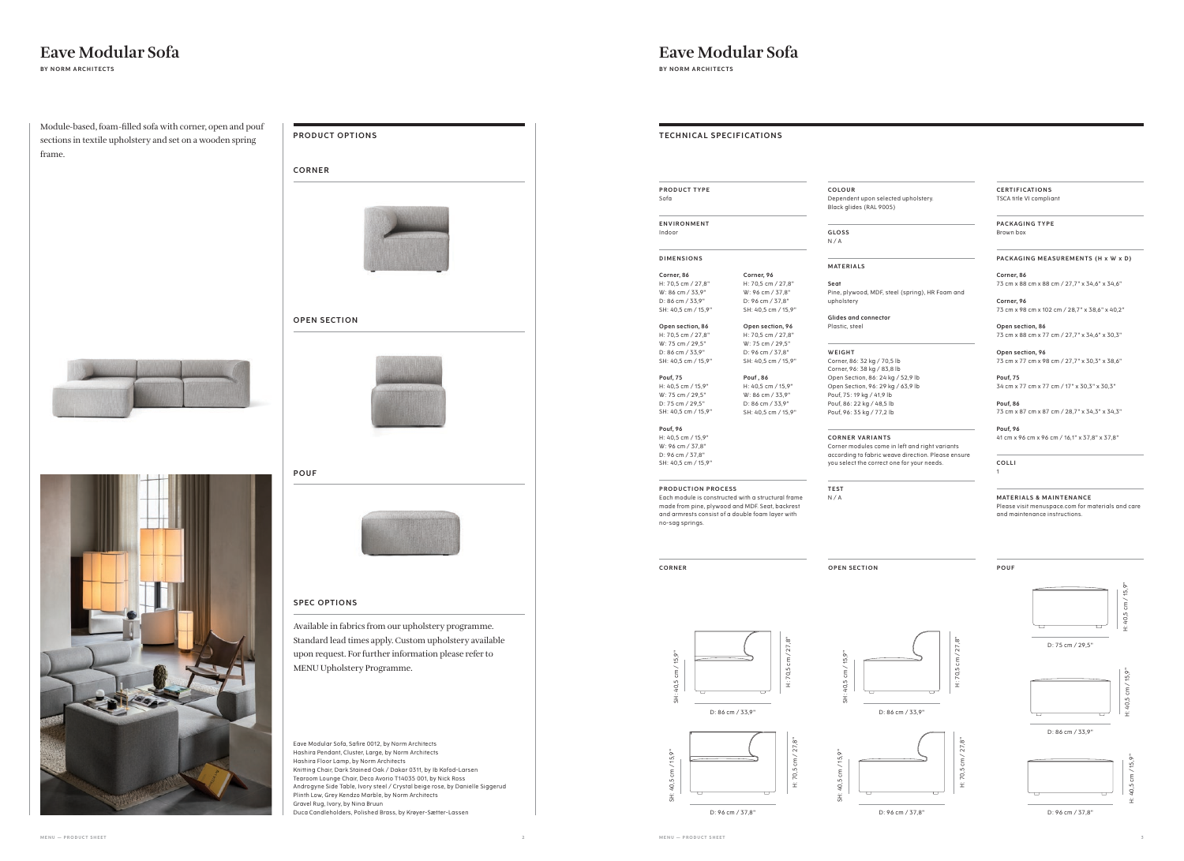# Eave Modular Sofa

BY NORM ARCHITECTS

Module-based, foam-filled sofa with corner, open and pouf sections in textile upholstery and set on a wooden spring frame.

## PRODUCT OPTIONS

### CORNER

### OPEN SECTION

### POUF

### SPEC OPTIONS

Available in fabrics from our upholstery programme. Standard lead times apply. Custom upholstery available upon request. For further information please refer to MENU Upholstery Programme.

Eave Modular Sofa, Safire 0012, by Norm Architects
Hashira Pendant, Cluster, Large, by Norm Architects
Hashira Floor Lamp, by Norm Architects
Knitting Chair, Dark Stained Oak / Dakar 0311, by Ib Kofod-Larsen
Tearoom Lounge Chair, Deco Avorio T14035 001, by Nick Ross
Androgyne Side Table, Ivory steel / Crystal beige rose, by Danielle Siggerud
Plinth Low, Grey Kendzo Marble, by Norm Architects
Gravel Rug, Ivory, by Nina Bruun
Duca Candleholders, Polished Brass, by Krøyer-Sætter-Lassen

# Eave Modular Sofa

BY NORM ARCHITECTS

## TECHNICAL SPECIFICATIONS

**PRODUCT TYPE**
Sofa

**ENVIRONMENT**
Indoor

**DIMENSIONS**

**Corner, 86**
H: 70,5 cm / 27,8"
W: 86 cm / 33,9"
D: 86 cm / 33,9"
SH: 40,5 cm / 15,9"

**Corner, 96**
H: 70,5 cm / 27,8"
W: 96 cm / 37,8"
D: 96 cm / 37,8"
SH: 40,5 cm / 15,9"

**Open section, 86**
H: 70,5 cm / 27,8"
W: 75 cm / 29,5"
D: 86 cm / 33,9"
SH: 40,5 cm / 15,9"

**Open section, 96**
H: 70,5 cm / 27,8"
W: 75 cm / 29,5"
D: 96 cm / 37,8"
SH: 40,5 cm / 15,9"

**Pouf, 75**
H: 40,5 cm / 15,9"
W: 75 cm / 29,5"
D: 75 cm / 29,5"
SH: 40,5 cm / 15,9"

**Pouf , 86**
H: 40,5 cm / 15,9"
W: 86 cm / 33,9"
D: 86 cm / 33,9"
SH: 40,5 cm / 15,9"

**Pouf, 96**
H: 40,5 cm / 15,9"
W: 96 cm / 37,8"
D: 96 cm / 37,8"
SH: 40,5 cm / 15,9"

**PRODUCTION PROCESS**
Each module is constructed with a structural frame made from pine, plywood and MDF. Seat, backrest and armrests consist of a double foam layer with no-sag springs.

**COLOUR**
Dependent upon selected upholstery.
Black glides (RAL 9005)

**GLOSS**
N / A

**MATERIALS**

**Seat**
Pine, plywood, MDF, steel (spring), HR Foam and upholstery

**Glides and connector**
Plastic, steel

**WEIGHT**
Corner, 86: 32 kg / 70,5 lb
Corner, 96: 38 kg / 83,8 lb
Open Section, 86: 24 kg / 52,9 lb
Open Section, 96: 29 kg / 63,9 lb
Pouf, 75: 19 kg / 41,9 lb
Pouf, 86: 22 kg / 48,5 lb
Pouf, 96: 35 kg / 77,2 lb

**CORNER VARIANTS**
Corner modules come in left and right variants according to fabric weave direction. Please ensure you select the correct one for your needs.

**TEST**
N / A

**CERTIFICATIONS**
TSCA title VI compliant

**PACKAGING TYPE**
Brown box

**PACKAGING MEASUREMENTS (H x W x D)**

**Corner, 86**
73 cm x 88 cm x 88 cm / 27,7" x 34,6" x 34,6"

**Corner, 96**
73 cm x 98 cm x 102 cm / 28,7" x 38,6" x 40,2"

**Open section, 86**
73 cm x 88 cm x 77 cm / 27,7" x 34,6" x 30,3"

**Open section, 96**
73 cm x 77 cm x 98 cm / 27,7" x 30,3" x 38,6"

**Pouf, 75**
34 cm x 77 cm x 77 cm / 17" x 30,3" x 30,3"

**Pouf, 86**
73 cm x 87 cm x 87 cm / 28,7" x 34,3" x 34,3"

**Pouf, 96**
41 cm x 96 cm x 96 cm / 16,1" x 37,8" x 37,8"

**COLLI**
1

**MATERIALS & MAINTENANCE**
Please visit menuspace.com for materials and care and maintenance instructions.

**CORNER**

SH: 40,5 cm / 15,9"
H: 70,5 cm / 27,8"
D: 86 cm / 33,9"

SH: 40,5 cm / 15,9"
H: 70,5 cm / 27,8"
D: 96 cm / 37,8"

**OPEN SECTION**

SH: 40,5 cm / 15,9"
H: 70,5 cm / 27,8"
D: 86 cm / 33,9"

SH: 40,5 cm / 15,9"
H: 70,5 cm / 27,8"
D: 96 cm / 37,8"

**POUF**

H: 40,5 cm / 15,9"
D: 75 cm / 29,5"

H: 40,5 cm / 15,9"
D: 86 cm / 33,9"

H: 40,5 cm / 15,9"
D: 96 cm / 37,8"